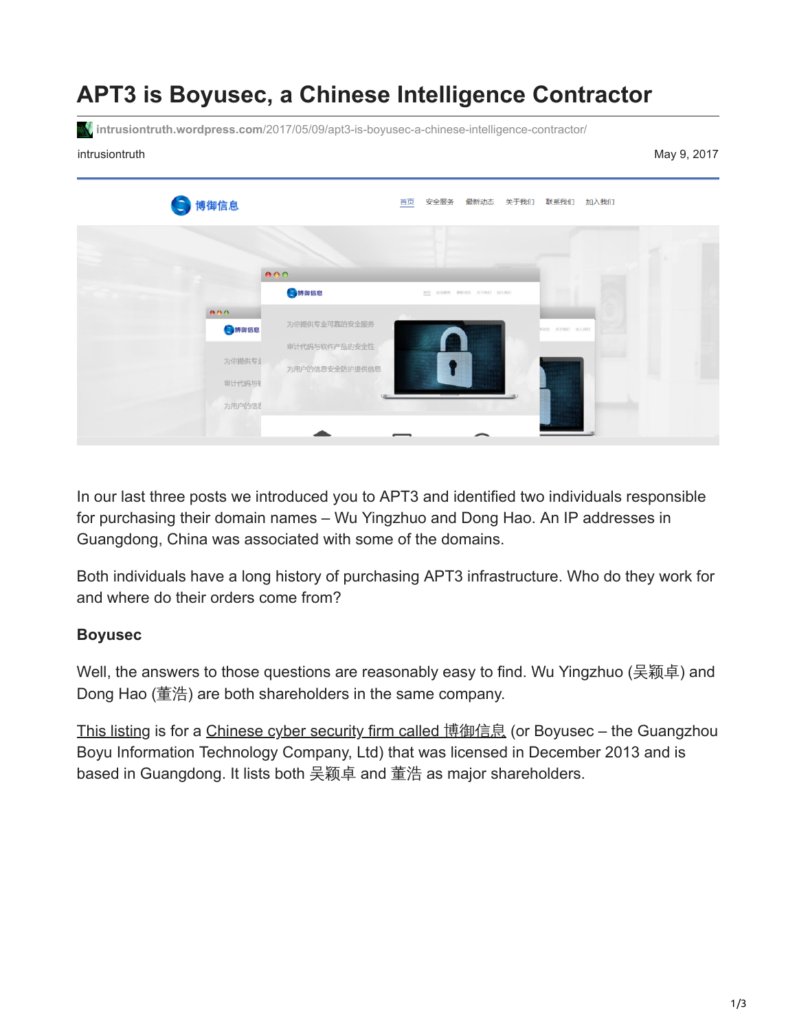# APT3 is Boyusec, a Chinese Intelligence Contractor

intrusiontruth.wordpress.com/2017/05/09/apt3-is-boyusec-a-chinese-intelligence-contractor/

intrusiontruth

May 9, 2017

In our last three posts we introduced you to APT3 and identified two individuals responsible for purchasing their domain names – Wu Yingzhuo and Dong Hao. An IP addresses in Guangdong, China was associated with some of the domains.

Both individuals have a long history of purchasing APT3 infrastructure. Who do they work for and where do their orders come from?

**Boyusec**

Well, the answers to those questions are reasonably easy to find. Wu Yingzhuo (吴颖卓) and Dong Hao (董浩) are both shareholders in the same company.

This listing is for a Chinese cyber security firm called 博御信息 (or Boyusec – the Guangzhou Boyu Information Technology Company, Ltd) that was licensed in December 2013 and is based in Guangdong. It lists both 吴颖卓 and 董浩 as major shareholders.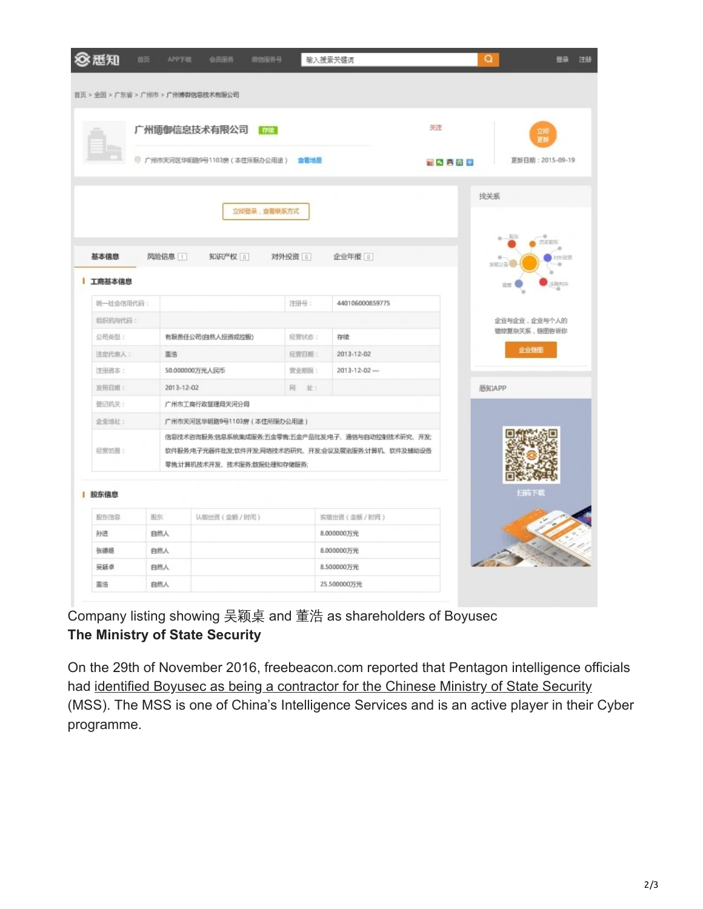Company listing showing 吴颖桌 and 董浩 as shareholders of Boyusec

**The Ministry of State Security**

On the 29th of November 2016, freebeacon.com reported that Pentagon intelligence officials had identified Boyusec as being a contractor for the Chinese Ministry of State Security (MSS). The MSS is one of China's Intelligence Services and is an active player in their Cyber programme.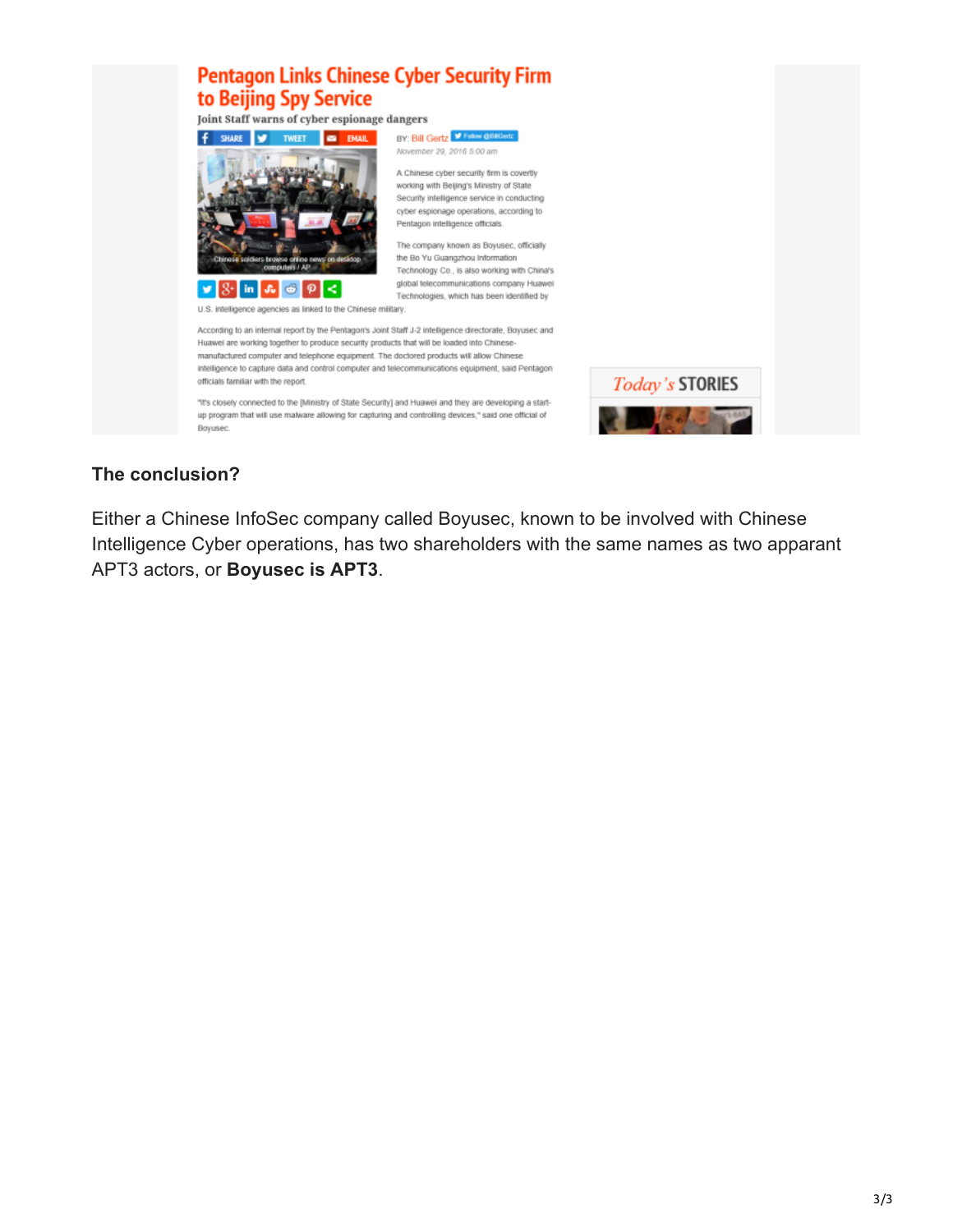# Pentagon Links Chinese Cyber Security Firm to Beijing Spy Service

**Joint Staff warns of cyber espionage dangers**

SHARE TWEET EMAIL

BY: Bill Gertz Follow @BillGertz

November 29, 2016 5:00 am

Chinese soldiers browse online news on desktop computers / AP

A Chinese cyber security firm is covertly working with Beijing's Ministry of State Security intelligence service in conducting cyber espionage operations, according to Pentagon intelligence officials.

The company known as Boyusec, officially the Bo Yu Guangzhou Information Technology Co., is also working with China's global telecommunications company Huawei Technologies, which has been identified by U.S. intelligence agencies as linked to the Chinese military.

According to an internal report by the Pentagon's Joint Staff J-2 intelligence directorate, Boyusec and Huawei are working together to produce security products that will be loaded into Chinese-manufactured computer and telephone equipment. The doctored products will allow Chinese intelligence to capture data and control computer and telecommunications equipment, said Pentagon officials familiar with the report.

"It's closely connected to the [Ministry of State Security] and Huawei and they are developing a start-up program that will use malware allowing for capturing and controlling devices," said one official of Boyusec.

Today's STORIES

**The conclusion?**

Either a Chinese InfoSec company called Boyusec, known to be involved with Chinese Intelligence Cyber operations, has two shareholders with the same names as two apparant APT3 actors, or **Boyusec is APT3**.